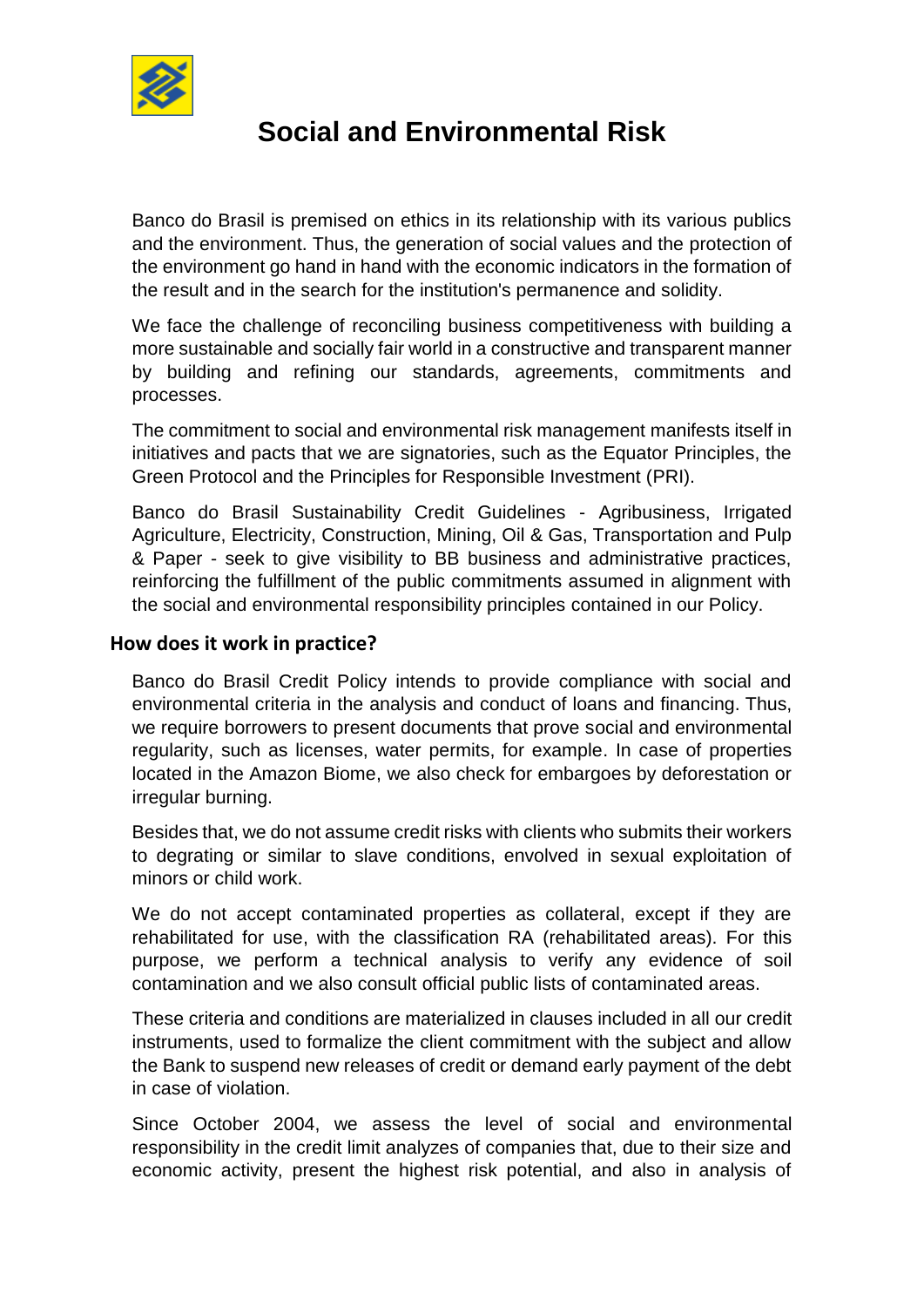# Social and Environmental Risk

Banco do Brasil is premised on ethics in its relationship with its various publics and the environment. Thus, the generation of social values and the protection of the environment go hand in hand with the economic indicators in the formation of the result and in the search for the institution's permanence and solidity.

We face the challenge of reconciling business competitiveness with building a more sustainable and socially fair world in a constructive and transparent manner by building and refining our standards, agreements, commitments and processes.

The commitment to social and environmental risk management manifests itself in initiatives and pacts that we are signatories, such as the Equator Principles, the Green Protocol and the Principles for Responsible Investment (PRI).

Banco do Brasil Sustainability Credit Guidelines - Agribusiness, Irrigated Agriculture, Electricity, Construction, Mining, Oil & Gas, Transportation and Pulp & Paper - seek to give visibility to BB business and administrative practices, reinforcing the fulfillment of the public commitments assumed in alignment with the social and environmental responsibility principles contained in our Policy.

## How does it work in practice?

Banco do Brasil Credit Policy intends to provide compliance with social and environmental criteria in the analysis and conduct of loans and financing. Thus, we require borrowers to present documents that prove social and environmental regularity, such as licenses, water permits, for example. In case of properties located in the Amazon Biome, we also check for embargoes by deforestation or irregular burning.

Besides that, we do not assume credit risks with clients who submits their workers to degrating or similar to slave conditions, envolved in sexual exploitation of minors or child work.

We do not accept contaminated properties as collateral, except if they are rehabilitated for use, with the classification RA (rehabilitated areas). For this purpose, we perform a technical analysis to verify any evidence of soil contamination and we also consult official public lists of contaminated areas.

These criteria and conditions are materialized in clauses included in all our credit instruments, used to formalize the client commitment with the subject and allow the Bank to suspend new releases of credit or demand early payment of the debt in case of violation.

Since October 2004, we assess the level of social and environmental responsibility in the credit limit analyzes of companies that, due to their size and economic activity, present the highest risk potential, and also in analysis of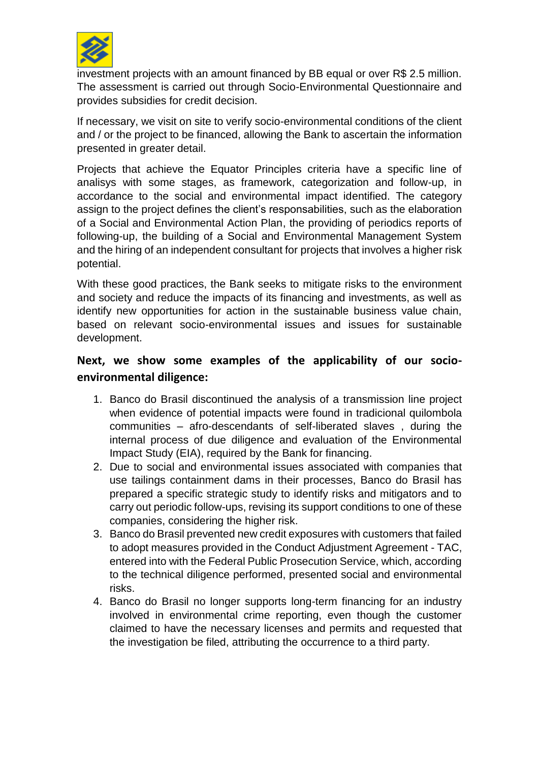investment projects with an amount financed by BB equal or over R$ 2.5 million. The assessment is carried out through Socio-Environmental Questionnaire and provides subsidies for credit decision.

If necessary, we visit on site to verify socio-environmental conditions of the client and / or the project to be financed, allowing the Bank to ascertain the information presented in greater detail.

Projects that achieve the Equator Principles criteria have a specific line of analisys with some stages, as framework, categorization and follow-up, in accordance to the social and environmental impact identified. The category assign to the project defines the client's responsabilities, such as the elaboration of a Social and Environmental Action Plan, the providing of periodics reports of following-up, the building of a Social and Environmental Management System and the hiring of an independent consultant for projects that involves a higher risk potential.

With these good practices, the Bank seeks to mitigate risks to the environment and society and reduce the impacts of its financing and investments, as well as identify new opportunities for action in the sustainable business value chain, based on relevant socio-environmental issues and issues for sustainable development.

**Next, we show some examples of the applicability of our socio-environmental diligence:**

1. Banco do Brasil discontinued the analysis of a transmission line project when evidence of potential impacts were found in tradicional quilombola communities – afro-descendants of self-liberated slaves , during the internal process of due diligence and evaluation of the Environmental Impact Study (EIA), required by the Bank for financing.
2. Due to social and environmental issues associated with companies that use tailings containment dams in their processes, Banco do Brasil has prepared a specific strategic study to identify risks and mitigators and to carry out periodic follow-ups, revising its support conditions to one of these companies, considering the higher risk.
3. Banco do Brasil prevented new credit exposures with customers that failed to adopt measures provided in the Conduct Adjustment Agreement - TAC, entered into with the Federal Public Prosecution Service, which, according to the technical diligence performed, presented social and environmental risks.
4. Banco do Brasil no longer supports long-term financing for an industry involved in environmental crime reporting, even though the customer claimed to have the necessary licenses and permits and requested that the investigation be filed, attributing the occurrence to a third party.